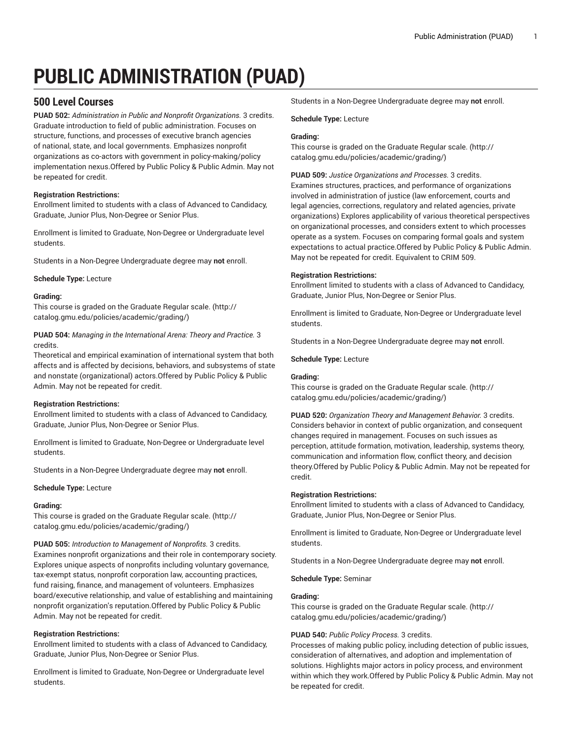# PUBLIC ADMINISTRATION (PUAD)

## 500 Level Courses

**PUAD 502:** *Administration in Public and Nonprofit Organizations.* 3 credits.
Graduate introduction to field of public administration. Focuses on structure, functions, and processes of executive branch agencies of national, state, and local governments. Emphasizes nonprofit organizations as co-actors with government in policy-making/policy implementation nexus.Offered by Public Policy & Public Admin. May not be repeated for credit.

**Registration Restrictions:**
Enrollment limited to students with a class of Advanced to Candidacy, Graduate, Junior Plus, Non-Degree or Senior Plus.

Enrollment is limited to Graduate, Non-Degree or Undergraduate level students.

Students in a Non-Degree Undergraduate degree may **not** enroll.

**Schedule Type:** Lecture

**Grading:**
This course is graded on the Graduate Regular scale. (http://catalog.gmu.edu/policies/academic/grading/)

**PUAD 504:** *Managing in the International Arena: Theory and Practice.* 3 credits.
Theoretical and empirical examination of international system that both affects and is affected by decisions, behaviors, and subsystems of state and nonstate (organizational) actors.Offered by Public Policy & Public Admin. May not be repeated for credit.

**Registration Restrictions:**
Enrollment limited to students with a class of Advanced to Candidacy, Graduate, Junior Plus, Non-Degree or Senior Plus.

Enrollment is limited to Graduate, Non-Degree or Undergraduate level students.

Students in a Non-Degree Undergraduate degree may **not** enroll.

**Schedule Type:** Lecture

**Grading:**
This course is graded on the Graduate Regular scale. (http://catalog.gmu.edu/policies/academic/grading/)

**PUAD 505:** *Introduction to Management of Nonprofits.* 3 credits.
Examines nonprofit organizations and their role in contemporary society. Explores unique aspects of nonprofits including voluntary governance, tax-exempt status, nonprofit corporation law, accounting practices, fund raising, finance, and management of volunteers. Emphasizes board/executive relationship, and value of establishing and maintaining nonprofit organization's reputation.Offered by Public Policy & Public Admin. May not be repeated for credit.

**Registration Restrictions:**
Enrollment limited to students with a class of Advanced to Candidacy, Graduate, Junior Plus, Non-Degree or Senior Plus.

Enrollment is limited to Graduate, Non-Degree or Undergraduate level students.

Students in a Non-Degree Undergraduate degree may **not** enroll.

**Schedule Type:** Lecture

**Grading:**
This course is graded on the Graduate Regular scale. (http://catalog.gmu.edu/policies/academic/grading/)

**PUAD 509:** *Justice Organizations and Processes.* 3 credits.
Examines structures, practices, and performance of organizations involved in administration of justice (law enforcement, courts and legal agencies, corrections, regulatory and related agencies, private organizations) Explores applicability of various theoretical perspectives on organizational processes, and considers extent to which processes operate as a system. Focuses on comparing formal goals and system expectations to actual practice.Offered by Public Policy & Public Admin. May not be repeated for credit. Equivalent to CRIM 509.

**Registration Restrictions:**
Enrollment limited to students with a class of Advanced to Candidacy, Graduate, Junior Plus, Non-Degree or Senior Plus.

Enrollment is limited to Graduate, Non-Degree or Undergraduate level students.

Students in a Non-Degree Undergraduate degree may **not** enroll.

**Schedule Type:** Lecture

**Grading:**
This course is graded on the Graduate Regular scale. (http://catalog.gmu.edu/policies/academic/grading/)

**PUAD 520:** *Organization Theory and Management Behavior.* 3 credits.
Considers behavior in context of public organization, and consequent changes required in management. Focuses on such issues as perception, attitude formation, motivation, leadership, systems theory, communication and information flow, conflict theory, and decision theory.Offered by Public Policy & Public Admin. May not be repeated for credit.

**Registration Restrictions:**
Enrollment limited to students with a class of Advanced to Candidacy, Graduate, Junior Plus, Non-Degree or Senior Plus.

Enrollment is limited to Graduate, Non-Degree or Undergraduate level students.

Students in a Non-Degree Undergraduate degree may **not** enroll.

**Schedule Type:** Seminar

**Grading:**
This course is graded on the Graduate Regular scale. (http://catalog.gmu.edu/policies/academic/grading/)

**PUAD 540:** *Public Policy Process.* 3 credits.
Processes of making public policy, including detection of public issues, consideration of alternatives, and adoption and implementation of solutions. Highlights major actors in policy process, and environment within which they work.Offered by Public Policy & Public Admin. May not be repeated for credit.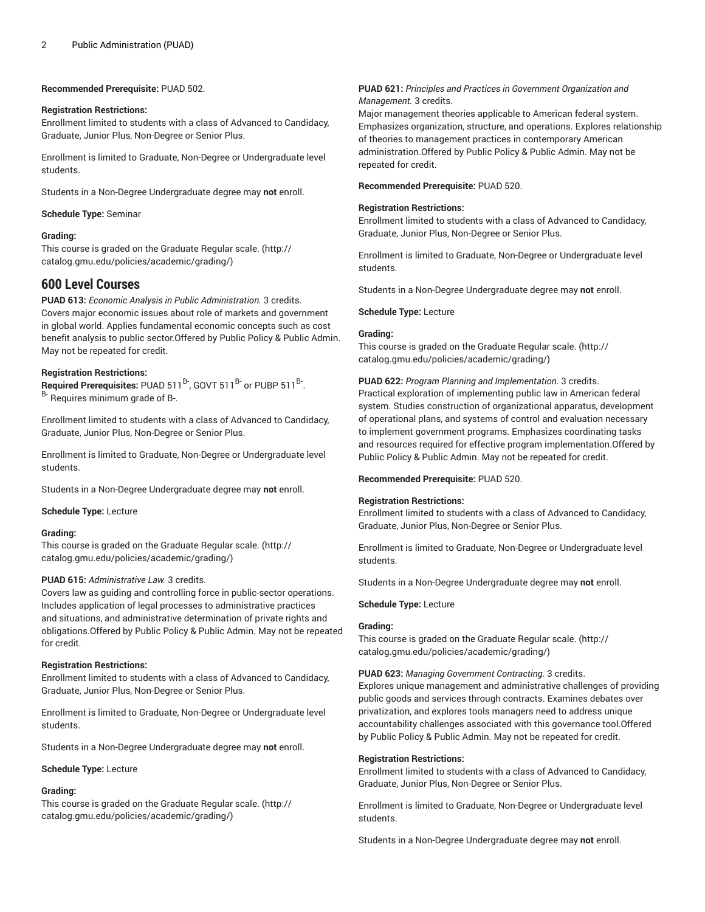**Recommended Prerequisite:** PUAD 502.

**Registration Restrictions:**
Enrollment limited to students with a class of Advanced to Candidacy, Graduate, Junior Plus, Non-Degree or Senior Plus.

Enrollment is limited to Graduate, Non-Degree or Undergraduate level students.

Students in a Non-Degree Undergraduate degree may **not** enroll.

**Schedule Type:** Seminar

**Grading:**
This course is graded on the Graduate Regular scale. (http://catalog.gmu.edu/policies/academic/grading/)

## 600 Level Courses

**PUAD 613:** *Economic Analysis in Public Administration.* 3 credits.
Covers major economic issues about role of markets and government in global world. Applies fundamental economic concepts such as cost benefit analysis to public sector.Offered by Public Policy & Public Admin. May not be repeated for credit.

**Registration Restrictions:**
**Required Prerequisites:** PUAD 511[B-], GOVT 511[B-] or PUBP 511[B-].
[B-] Requires minimum grade of B-.

Enrollment limited to students with a class of Advanced to Candidacy, Graduate, Junior Plus, Non-Degree or Senior Plus.

Enrollment is limited to Graduate, Non-Degree or Undergraduate level students.

Students in a Non-Degree Undergraduate degree may **not** enroll.

**Schedule Type:** Lecture

**Grading:**
This course is graded on the Graduate Regular scale. (http://catalog.gmu.edu/policies/academic/grading/)

**PUAD 615:** *Administrative Law.* 3 credits.
Covers law as guiding and controlling force in public-sector operations. Includes application of legal processes to administrative practices and situations, and administrative determination of private rights and obligations.Offered by Public Policy & Public Admin. May not be repeated for credit.

**Registration Restrictions:**
Enrollment limited to students with a class of Advanced to Candidacy, Graduate, Junior Plus, Non-Degree or Senior Plus.

Enrollment is limited to Graduate, Non-Degree or Undergraduate level students.

Students in a Non-Degree Undergraduate degree may **not** enroll.

**Schedule Type:** Lecture

**Grading:**
This course is graded on the Graduate Regular scale. (http://catalog.gmu.edu/policies/academic/grading/)

**PUAD 621:** *Principles and Practices in Government Organization and Management.* 3 credits.
Major management theories applicable to American federal system. Emphasizes organization, structure, and operations. Explores relationship of theories to management practices in contemporary American administration.Offered by Public Policy & Public Admin. May not be repeated for credit.

**Recommended Prerequisite:** PUAD 520.

**Registration Restrictions:**
Enrollment limited to students with a class of Advanced to Candidacy, Graduate, Junior Plus, Non-Degree or Senior Plus.

Enrollment is limited to Graduate, Non-Degree or Undergraduate level students.

Students in a Non-Degree Undergraduate degree may **not** enroll.

**Schedule Type:** Lecture

**Grading:**
This course is graded on the Graduate Regular scale. (http://catalog.gmu.edu/policies/academic/grading/)

**PUAD 622:** *Program Planning and Implementation.* 3 credits.
Practical exploration of implementing public law in American federal system. Studies construction of organizational apparatus, development of operational plans, and systems of control and evaluation necessary to implement government programs. Emphasizes coordinating tasks and resources required for effective program implementation.Offered by Public Policy & Public Admin. May not be repeated for credit.

**Recommended Prerequisite:** PUAD 520.

**Registration Restrictions:**
Enrollment limited to students with a class of Advanced to Candidacy, Graduate, Junior Plus, Non-Degree or Senior Plus.

Enrollment is limited to Graduate, Non-Degree or Undergraduate level students.

Students in a Non-Degree Undergraduate degree may **not** enroll.

**Schedule Type:** Lecture

**Grading:**
This course is graded on the Graduate Regular scale. (http://catalog.gmu.edu/policies/academic/grading/)

**PUAD 623:** *Managing Government Contracting.* 3 credits.
Explores unique management and administrative challenges of providing public goods and services through contracts. Examines debates over privatization, and explores tools managers need to address unique accountability challenges associated with this governance tool.Offered by Public Policy & Public Admin. May not be repeated for credit.

**Registration Restrictions:**
Enrollment limited to students with a class of Advanced to Candidacy, Graduate, Junior Plus, Non-Degree or Senior Plus.

Enrollment is limited to Graduate, Non-Degree or Undergraduate level students.

Students in a Non-Degree Undergraduate degree may **not** enroll.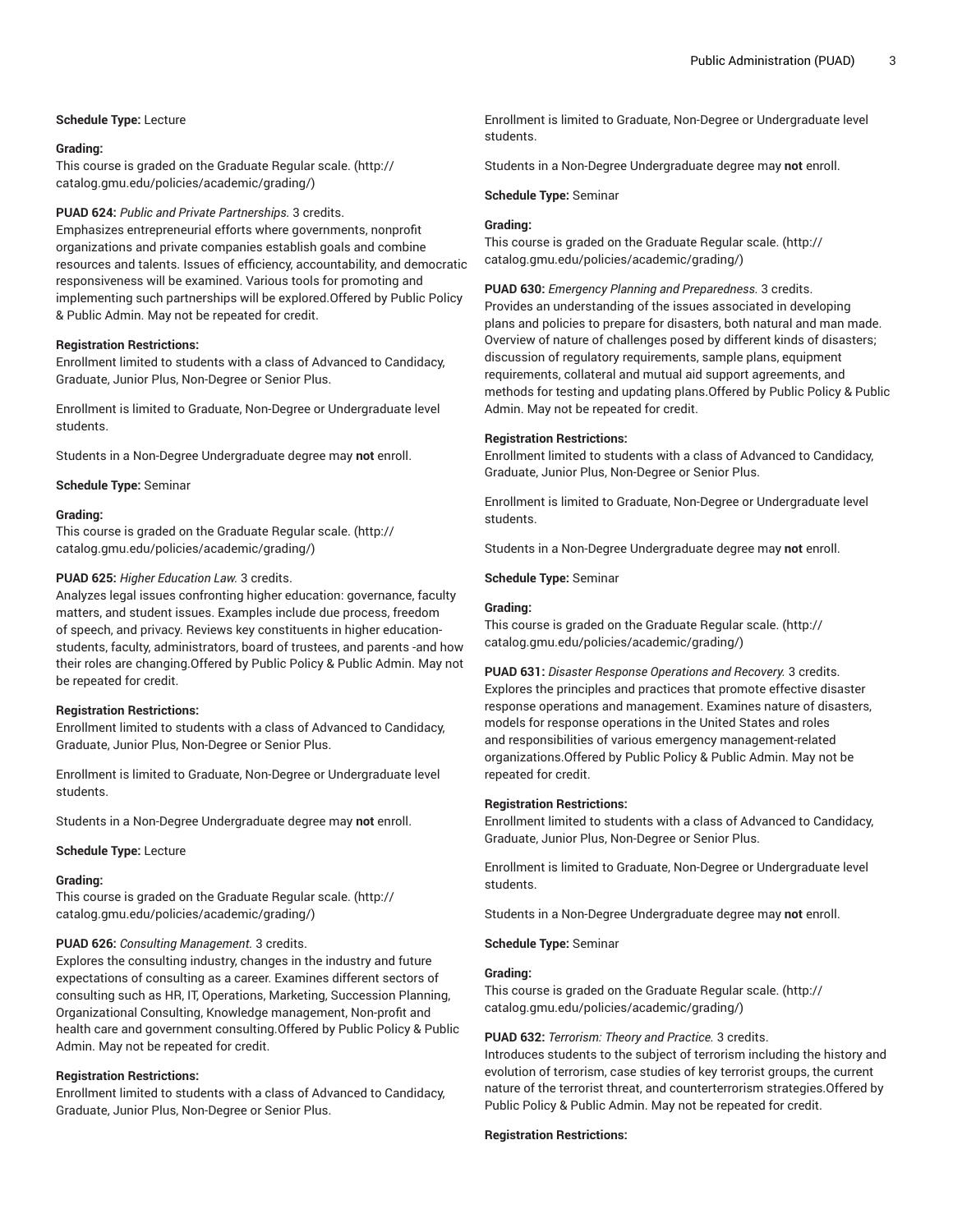**Schedule Type:** Lecture

**Grading:**
This course is graded on the Graduate Regular scale. (http://catalog.gmu.edu/policies/academic/grading/)

**PUAD 624:** *Public and Private Partnerships.* 3 credits.
Emphasizes entrepreneurial efforts where governments, nonprofit organizations and private companies establish goals and combine resources and talents. Issues of efficiency, accountability, and democratic responsiveness will be examined. Various tools for promoting and implementing such partnerships will be explored.Offered by Public Policy & Public Admin. May not be repeated for credit.

**Registration Restrictions:**
Enrollment limited to students with a class of Advanced to Candidacy, Graduate, Junior Plus, Non-Degree or Senior Plus.

Enrollment is limited to Graduate, Non-Degree or Undergraduate level students.

Students in a Non-Degree Undergraduate degree may **not** enroll.

**Schedule Type:** Seminar

**Grading:**
This course is graded on the Graduate Regular scale. (http://catalog.gmu.edu/policies/academic/grading/)

**PUAD 625:** *Higher Education Law.* 3 credits.
Analyzes legal issues confronting higher education: governance, faculty matters, and student issues. Examples include due process, freedom of speech, and privacy. Reviews key constituents in higher education-students, faculty, administrators, board of trustees, and parents -and how their roles are changing.Offered by Public Policy & Public Admin. May not be repeated for credit.

**Registration Restrictions:**
Enrollment limited to students with a class of Advanced to Candidacy, Graduate, Junior Plus, Non-Degree or Senior Plus.

Enrollment is limited to Graduate, Non-Degree or Undergraduate level students.

Students in a Non-Degree Undergraduate degree may **not** enroll.

**Schedule Type:** Lecture

**Grading:**
This course is graded on the Graduate Regular scale. (http://catalog.gmu.edu/policies/academic/grading/)

**PUAD 626:** *Consulting Management.* 3 credits.
Explores the consulting industry, changes in the industry and future expectations of consulting as a career. Examines different sectors of consulting such as HR, IT, Operations, Marketing, Succession Planning, Organizational Consulting, Knowledge management, Non-profit and health care and government consulting.Offered by Public Policy & Public Admin. May not be repeated for credit.

**Registration Restrictions:**
Enrollment limited to students with a class of Advanced to Candidacy, Graduate, Junior Plus, Non-Degree or Senior Plus.

Enrollment is limited to Graduate, Non-Degree or Undergraduate level students.

Students in a Non-Degree Undergraduate degree may **not** enroll.

**Schedule Type:** Seminar

**Grading:**
This course is graded on the Graduate Regular scale. (http://catalog.gmu.edu/policies/academic/grading/)

**PUAD 630:** *Emergency Planning and Preparedness.* 3 credits.
Provides an understanding of the issues associated in developing plans and policies to prepare for disasters, both natural and man made. Overview of nature of challenges posed by different kinds of disasters; discussion of regulatory requirements, sample plans, equipment requirements, collateral and mutual aid support agreements, and methods for testing and updating plans.Offered by Public Policy & Public Admin. May not be repeated for credit.

**Registration Restrictions:**
Enrollment limited to students with a class of Advanced to Candidacy, Graduate, Junior Plus, Non-Degree or Senior Plus.

Enrollment is limited to Graduate, Non-Degree or Undergraduate level students.

Students in a Non-Degree Undergraduate degree may **not** enroll.

**Schedule Type:** Seminar

**Grading:**
This course is graded on the Graduate Regular scale. (http://catalog.gmu.edu/policies/academic/grading/)

**PUAD 631:** *Disaster Response Operations and Recovery.* 3 credits.
Explores the principles and practices that promote effective disaster response operations and management. Examines nature of disasters, models for response operations in the United States and roles and responsibilities of various emergency management-related organizations.Offered by Public Policy & Public Admin. May not be repeated for credit.

**Registration Restrictions:**
Enrollment limited to students with a class of Advanced to Candidacy, Graduate, Junior Plus, Non-Degree or Senior Plus.

Enrollment is limited to Graduate, Non-Degree or Undergraduate level students.

Students in a Non-Degree Undergraduate degree may **not** enroll.

**Schedule Type:** Seminar

**Grading:**
This course is graded on the Graduate Regular scale. (http://catalog.gmu.edu/policies/academic/grading/)

**PUAD 632:** *Terrorism: Theory and Practice.* 3 credits.
Introduces students to the subject of terrorism including the history and evolution of terrorism, case studies of key terrorist groups, the current nature of the terrorist threat, and counterterrorism strategies.Offered by Public Policy & Public Admin. May not be repeated for credit.

**Registration Restrictions:**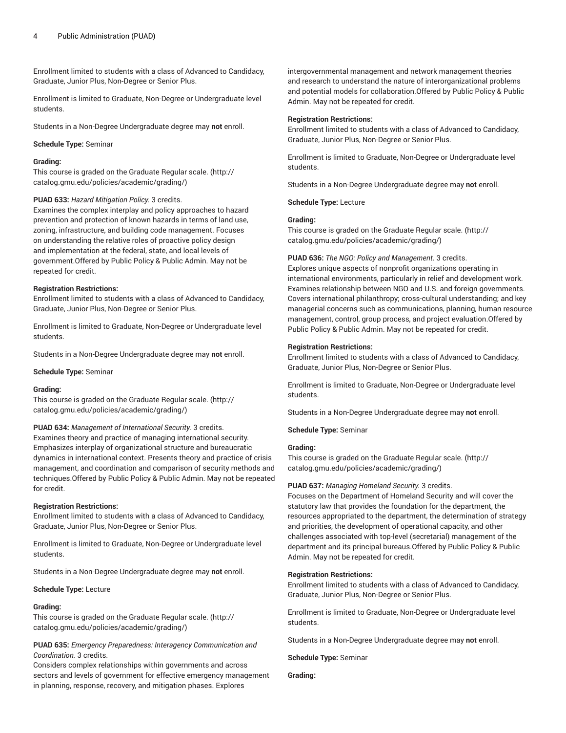Enrollment limited to students with a class of Advanced to Candidacy, Graduate, Junior Plus, Non-Degree or Senior Plus.

Enrollment is limited to Graduate, Non-Degree or Undergraduate level students.

Students in a Non-Degree Undergraduate degree may **not** enroll.

**Schedule Type:** Seminar

**Grading:**
This course is graded on the Graduate Regular scale. (http://catalog.gmu.edu/policies/academic/grading/)

**PUAD 633:** *Hazard Mitigation Policy.* 3 credits.
Examines the complex interplay and policy approaches to hazard prevention and protection of known hazards in terms of land use, zoning, infrastructure, and building code management. Focuses on understanding the relative roles of proactive policy design and implementation at the federal, state, and local levels of government.Offered by Public Policy & Public Admin. May not be repeated for credit.

**Registration Restrictions:**
Enrollment limited to students with a class of Advanced to Candidacy, Graduate, Junior Plus, Non-Degree or Senior Plus.

Enrollment is limited to Graduate, Non-Degree or Undergraduate level students.

Students in a Non-Degree Undergraduate degree may **not** enroll.

**Schedule Type:** Seminar

**Grading:**
This course is graded on the Graduate Regular scale. (http://catalog.gmu.edu/policies/academic/grading/)

**PUAD 634:** *Management of International Security.* 3 credits.
Examines theory and practice of managing international security. Emphasizes interplay of organizational structure and bureaucratic dynamics in international context. Presents theory and practice of crisis management, and coordination and comparison of security methods and techniques.Offered by Public Policy & Public Admin. May not be repeated for credit.

**Registration Restrictions:**
Enrollment limited to students with a class of Advanced to Candidacy, Graduate, Junior Plus, Non-Degree or Senior Plus.

Enrollment is limited to Graduate, Non-Degree or Undergraduate level students.

Students in a Non-Degree Undergraduate degree may **not** enroll.

**Schedule Type:** Lecture

**Grading:**
This course is graded on the Graduate Regular scale. (http://catalog.gmu.edu/policies/academic/grading/)

**PUAD 635:** *Emergency Preparedness: Interagency Communication and Coordination.* 3 credits.
Considers complex relationships within governments and across sectors and levels of government for effective emergency management in planning, response, recovery, and mitigation phases. Explores intergovernmental management and network management theories and research to understand the nature of interorganizational problems and potential models for collaboration.Offered by Public Policy & Public Admin. May not be repeated for credit.

**Registration Restrictions:**
Enrollment limited to students with a class of Advanced to Candidacy, Graduate, Junior Plus, Non-Degree or Senior Plus.

Enrollment is limited to Graduate, Non-Degree or Undergraduate level students.

Students in a Non-Degree Undergraduate degree may **not** enroll.

**Schedule Type:** Lecture

**Grading:**
This course is graded on the Graduate Regular scale. (http://catalog.gmu.edu/policies/academic/grading/)

**PUAD 636:** *The NGO: Policy and Management.* 3 credits.
Explores unique aspects of nonprofit organizations operating in international environments, particularly in relief and development work. Examines relationship between NGO and U.S. and foreign governments. Covers international philanthropy; cross-cultural understanding; and key managerial concerns such as communications, planning, human resource management, control, group process, and project evaluation.Offered by Public Policy & Public Admin. May not be repeated for credit.

**Registration Restrictions:**
Enrollment limited to students with a class of Advanced to Candidacy, Graduate, Junior Plus, Non-Degree or Senior Plus.

Enrollment is limited to Graduate, Non-Degree or Undergraduate level students.

Students in a Non-Degree Undergraduate degree may **not** enroll.

**Schedule Type:** Seminar

**Grading:**
This course is graded on the Graduate Regular scale. (http://catalog.gmu.edu/policies/academic/grading/)

**PUAD 637:** *Managing Homeland Security.* 3 credits.
Focuses on the Department of Homeland Security and will cover the statutory law that provides the foundation for the department, the resources appropriated to the department, the determination of strategy and priorities, the development of operational capacity, and other challenges associated with top-level (secretarial) management of the department and its principal bureaus.Offered by Public Policy & Public Admin. May not be repeated for credit.

**Registration Restrictions:**
Enrollment limited to students with a class of Advanced to Candidacy, Graduate, Junior Plus, Non-Degree or Senior Plus.

Enrollment is limited to Graduate, Non-Degree or Undergraduate level students.

Students in a Non-Degree Undergraduate degree may **not** enroll.

**Schedule Type:** Seminar

**Grading:**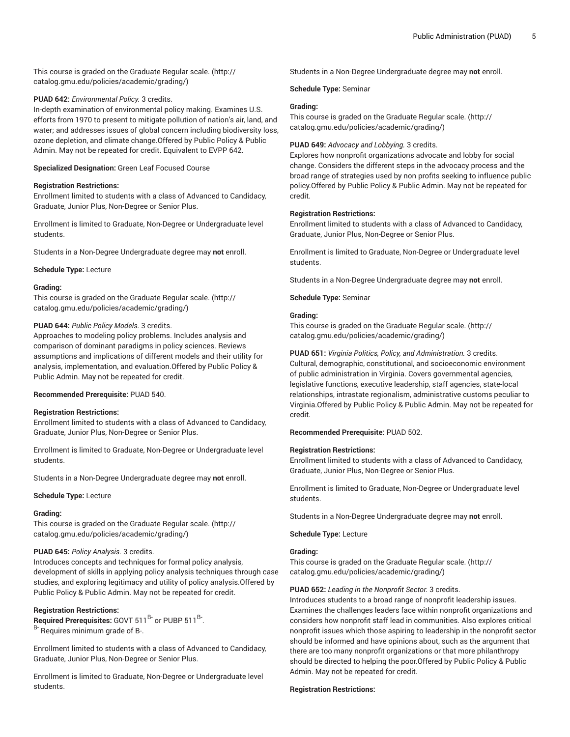This course is graded on the Graduate Regular scale. (http://catalog.gmu.edu/policies/academic/grading/)

**PUAD 642:** *Environmental Policy.* 3 credits.
In-depth examination of environmental policy making. Examines U.S. efforts from 1970 to present to mitigate pollution of nation's air, land, and water; and addresses issues of global concern including biodiversity loss, ozone depletion, and climate change.Offered by Public Policy & Public Admin. May not be repeated for credit. Equivalent to EVPP 642.

**Specialized Designation:** Green Leaf Focused Course

**Registration Restrictions:**
Enrollment limited to students with a class of Advanced to Candidacy, Graduate, Junior Plus, Non-Degree or Senior Plus.

Enrollment is limited to Graduate, Non-Degree or Undergraduate level students.

Students in a Non-Degree Undergraduate degree may **not** enroll.

**Schedule Type:** Lecture

**Grading:**
This course is graded on the Graduate Regular scale. (http://catalog.gmu.edu/policies/academic/grading/)

**PUAD 644:** *Public Policy Models.* 3 credits.
Approaches to modeling policy problems. Includes analysis and comparison of dominant paradigms in policy sciences. Reviews assumptions and implications of different models and their utility for analysis, implementation, and evaluation.Offered by Public Policy & Public Admin. May not be repeated for credit.

**Recommended Prerequisite:** PUAD 540.

**Registration Restrictions:**
Enrollment limited to students with a class of Advanced to Candidacy, Graduate, Junior Plus, Non-Degree or Senior Plus.

Enrollment is limited to Graduate, Non-Degree or Undergraduate level students.

Students in a Non-Degree Undergraduate degree may **not** enroll.

**Schedule Type:** Lecture

**Grading:**
This course is graded on the Graduate Regular scale. (http://catalog.gmu.edu/policies/academic/grading/)

**PUAD 645:** *Policy Analysis.* 3 credits.
Introduces concepts and techniques for formal policy analysis, development of skills in applying policy analysis techniques through case studies, and exploring legitimacy and utility of policy analysis.Offered by Public Policy & Public Admin. May not be repeated for credit.

**Registration Restrictions:**
**Required Prerequisites:** GOVT 511[B-] or PUBP 511[B-].
[B-] Requires minimum grade of B-.

Enrollment limited to students with a class of Advanced to Candidacy, Graduate, Junior Plus, Non-Degree or Senior Plus.

Enrollment is limited to Graduate, Non-Degree or Undergraduate level students.

Students in a Non-Degree Undergraduate degree may **not** enroll.

**Schedule Type:** Seminar

**Grading:**
This course is graded on the Graduate Regular scale. (http://catalog.gmu.edu/policies/academic/grading/)

**PUAD 649:** *Advocacy and Lobbying.* 3 credits.
Explores how nonprofit organizations advocate and lobby for social change. Considers the different steps in the advocacy process and the broad range of strategies used by non profits seeking to influence public policy.Offered by Public Policy & Public Admin. May not be repeated for credit.

**Registration Restrictions:**
Enrollment limited to students with a class of Advanced to Candidacy, Graduate, Junior Plus, Non-Degree or Senior Plus.

Enrollment is limited to Graduate, Non-Degree or Undergraduate level students.

Students in a Non-Degree Undergraduate degree may **not** enroll.

**Schedule Type:** Seminar

**Grading:**
This course is graded on the Graduate Regular scale. (http://catalog.gmu.edu/policies/academic/grading/)

**PUAD 651:** *Virginia Politics, Policy, and Administration.* 3 credits.
Cultural, demographic, constitutional, and socioeconomic environment of public administration in Virginia. Covers governmental agencies, legislative functions, executive leadership, staff agencies, state-local relationships, intrastate regionalism, administrative customs peculiar to Virginia.Offered by Public Policy & Public Admin. May not be repeated for credit.

**Recommended Prerequisite:** PUAD 502.

**Registration Restrictions:**
Enrollment limited to students with a class of Advanced to Candidacy, Graduate, Junior Plus, Non-Degree or Senior Plus.

Enrollment is limited to Graduate, Non-Degree or Undergraduate level students.

Students in a Non-Degree Undergraduate degree may **not** enroll.

**Schedule Type:** Lecture

**Grading:**
This course is graded on the Graduate Regular scale. (http://catalog.gmu.edu/policies/academic/grading/)

**PUAD 652:** *Leading in the Nonprofit Sector.* 3 credits.
Introduces students to a broad range of nonprofit leadership issues. Examines the challenges leaders face within nonprofit organizations and considers how nonprofit staff lead in communities. Also explores critical nonprofit issues which those aspiring to leadership in the nonprofit sector should be informed and have opinions about, such as the argument that there are too many nonprofit organizations or that more philanthropy should be directed to helping the poor.Offered by Public Policy & Public Admin. May not be repeated for credit.

**Registration Restrictions:**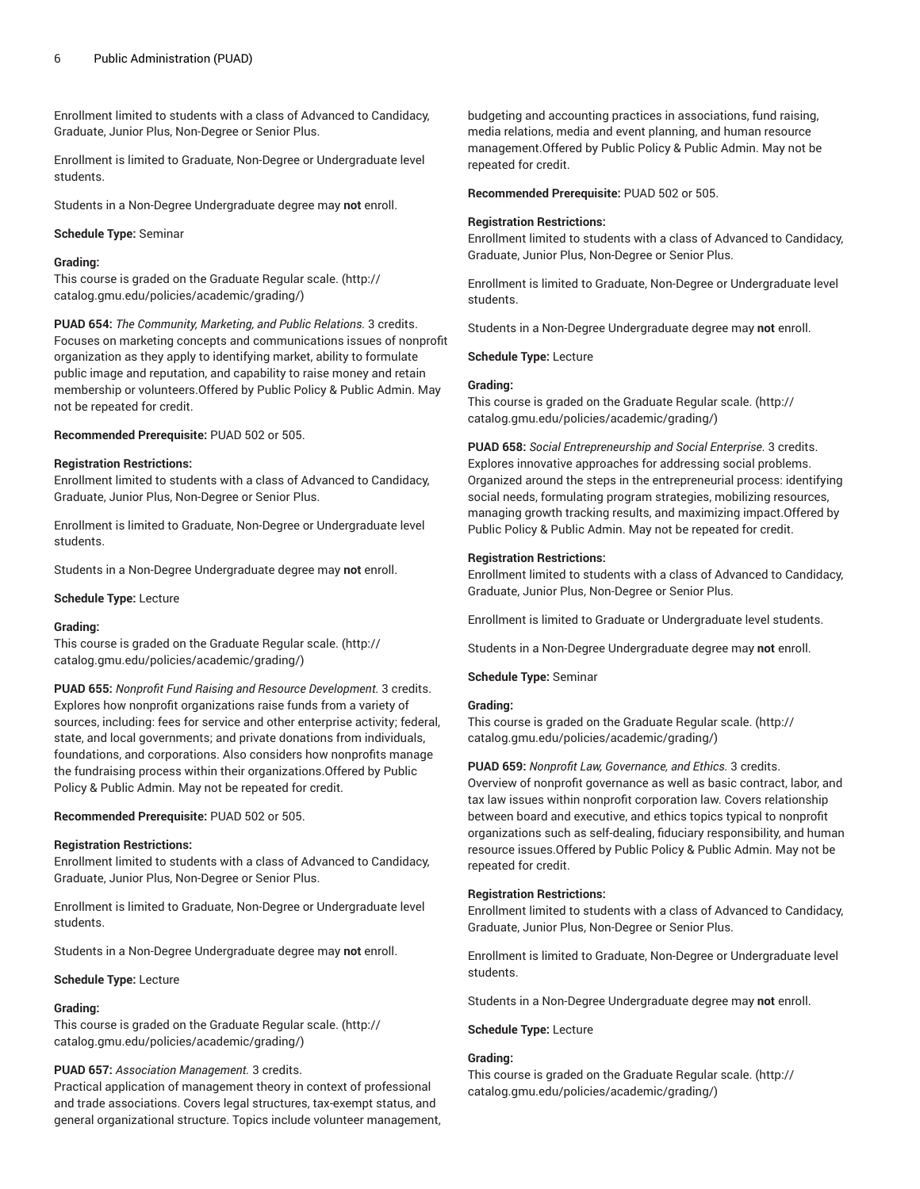Enrollment limited to students with a class of Advanced to Candidacy, Graduate, Junior Plus, Non-Degree or Senior Plus.

Enrollment is limited to Graduate, Non-Degree or Undergraduate level students.

Students in a Non-Degree Undergraduate degree may **not** enroll.

**Schedule Type:** Seminar

**Grading:**
This course is graded on the Graduate Regular scale. (http://catalog.gmu.edu/policies/academic/grading/)

**PUAD 654:** *The Community, Marketing, and Public Relations.* 3 credits.
Focuses on marketing concepts and communications issues of nonprofit organization as they apply to identifying market, ability to formulate public image and reputation, and capability to raise money and retain membership or volunteers.Offered by Public Policy & Public Admin. May not be repeated for credit.

**Recommended Prerequisite:** PUAD 502 or 505.

**Registration Restrictions:**
Enrollment limited to students with a class of Advanced to Candidacy, Graduate, Junior Plus, Non-Degree or Senior Plus.

Enrollment is limited to Graduate, Non-Degree or Undergraduate level students.

Students in a Non-Degree Undergraduate degree may **not** enroll.

**Schedule Type:** Lecture

**Grading:**
This course is graded on the Graduate Regular scale. (http://catalog.gmu.edu/policies/academic/grading/)

**PUAD 655:** *Nonprofit Fund Raising and Resource Development.* 3 credits.
Explores how nonprofit organizations raise funds from a variety of sources, including: fees for service and other enterprise activity; federal, state, and local governments; and private donations from individuals, foundations, and corporations. Also considers how nonprofits manage the fundraising process within their organizations.Offered by Public Policy & Public Admin. May not be repeated for credit.

**Recommended Prerequisite:** PUAD 502 or 505.

**Registration Restrictions:**
Enrollment limited to students with a class of Advanced to Candidacy, Graduate, Junior Plus, Non-Degree or Senior Plus.

Enrollment is limited to Graduate, Non-Degree or Undergraduate level students.

Students in a Non-Degree Undergraduate degree may **not** enroll.

**Schedule Type:** Lecture

**Grading:**
This course is graded on the Graduate Regular scale. (http://catalog.gmu.edu/policies/academic/grading/)

**PUAD 657:** *Association Management.* 3 credits.
Practical application of management theory in context of professional and trade associations. Covers legal structures, tax-exempt status, and general organizational structure. Topics include volunteer management, budgeting and accounting practices in associations, fund raising, media relations, media and event planning, and human resource management.Offered by Public Policy & Public Admin. May not be repeated for credit.

**Recommended Prerequisite:** PUAD 502 or 505.

**Registration Restrictions:**
Enrollment limited to students with a class of Advanced to Candidacy, Graduate, Junior Plus, Non-Degree or Senior Plus.

Enrollment is limited to Graduate, Non-Degree or Undergraduate level students.

Students in a Non-Degree Undergraduate degree may **not** enroll.

**Schedule Type:** Lecture

**Grading:**
This course is graded on the Graduate Regular scale. (http://catalog.gmu.edu/policies/academic/grading/)

**PUAD 658:** *Social Entrepreneurship and Social Enterprise.* 3 credits.
Explores innovative approaches for addressing social problems. Organized around the steps in the entrepreneurial process: identifying social needs, formulating program strategies, mobilizing resources, managing growth tracking results, and maximizing impact.Offered by Public Policy & Public Admin. May not be repeated for credit.

**Registration Restrictions:**
Enrollment limited to students with a class of Advanced to Candidacy, Graduate, Junior Plus, Non-Degree or Senior Plus.

Enrollment is limited to Graduate or Undergraduate level students.

Students in a Non-Degree Undergraduate degree may **not** enroll.

**Schedule Type:** Seminar

**Grading:**
This course is graded on the Graduate Regular scale. (http://catalog.gmu.edu/policies/academic/grading/)

**PUAD 659:** *Nonprofit Law, Governance, and Ethics.* 3 credits.
Overview of nonprofit governance as well as basic contract, labor, and tax law issues within nonprofit corporation law. Covers relationship between board and executive, and ethics topics typical to nonprofit organizations such as self-dealing, fiduciary responsibility, and human resource issues.Offered by Public Policy & Public Admin. May not be repeated for credit.

**Registration Restrictions:**
Enrollment limited to students with a class of Advanced to Candidacy, Graduate, Junior Plus, Non-Degree or Senior Plus.

Enrollment is limited to Graduate, Non-Degree or Undergraduate level students.

Students in a Non-Degree Undergraduate degree may **not** enroll.

**Schedule Type:** Lecture

**Grading:**
This course is graded on the Graduate Regular scale. (http://catalog.gmu.edu/policies/academic/grading/)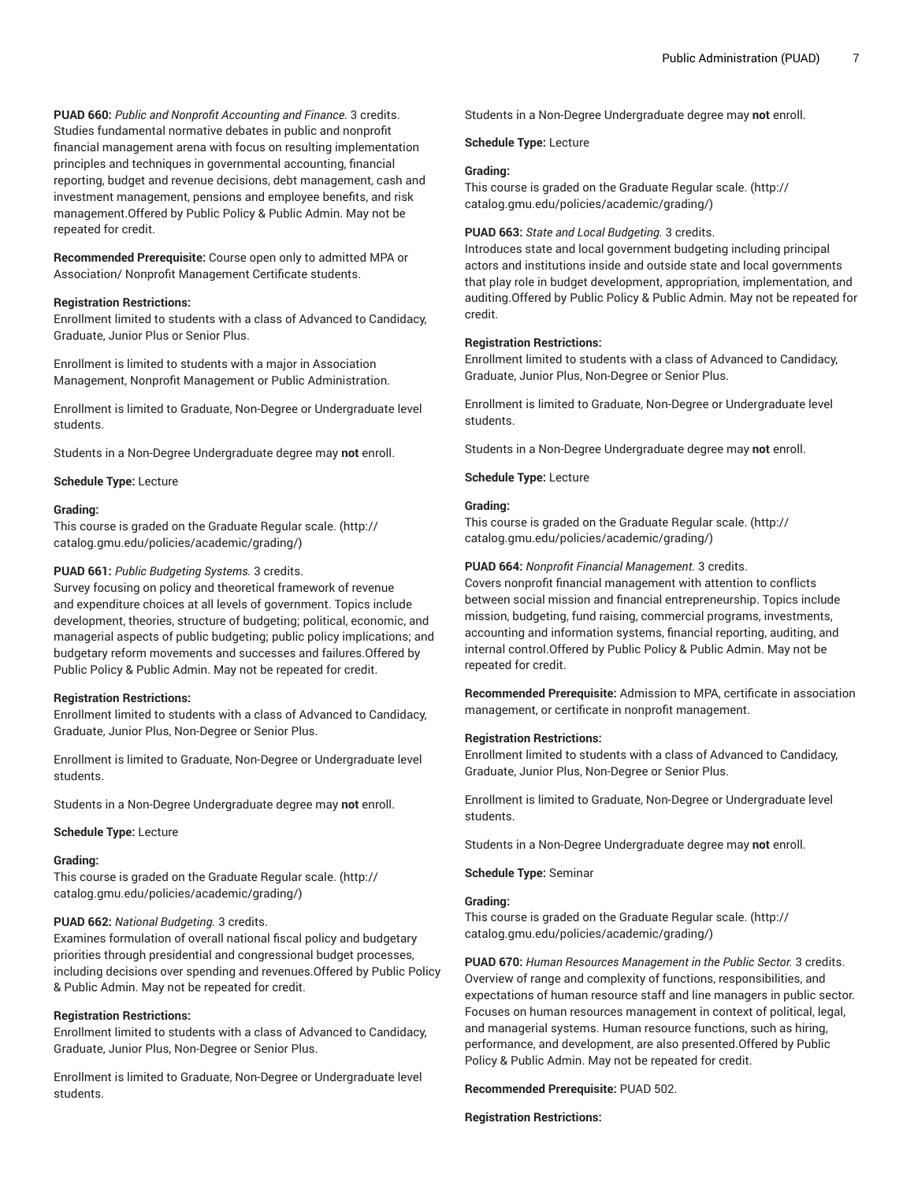**PUAD 660:** *Public and Nonprofit Accounting and Finance.* 3 credits.
Studies fundamental normative debates in public and nonprofit financial management arena with focus on resulting implementation principles and techniques in governmental accounting, financial reporting, budget and revenue decisions, debt management, cash and investment management, pensions and employee benefits, and risk management.Offered by Public Policy & Public Admin. May not be repeated for credit.

**Recommended Prerequisite:** Course open only to admitted MPA or Association/ Nonprofit Management Certificate students.

**Registration Restrictions:**
Enrollment limited to students with a class of Advanced to Candidacy, Graduate, Junior Plus or Senior Plus.

Enrollment is limited to students with a major in Association Management, Nonprofit Management or Public Administration.

Enrollment is limited to Graduate, Non-Degree or Undergraduate level students.

Students in a Non-Degree Undergraduate degree may **not** enroll.

**Schedule Type:** Lecture

**Grading:**
This course is graded on the Graduate Regular scale. (http://catalog.gmu.edu/policies/academic/grading/)

**PUAD 661:** *Public Budgeting Systems.* 3 credits.
Survey focusing on policy and theoretical framework of revenue and expenditure choices at all levels of government. Topics include development, theories, structure of budgeting; political, economic, and managerial aspects of public budgeting; public policy implications; and budgetary reform movements and successes and failures.Offered by Public Policy & Public Admin. May not be repeated for credit.

**Registration Restrictions:**
Enrollment limited to students with a class of Advanced to Candidacy, Graduate, Junior Plus, Non-Degree or Senior Plus.

Enrollment is limited to Graduate, Non-Degree or Undergraduate level students.

Students in a Non-Degree Undergraduate degree may **not** enroll.

**Schedule Type:** Lecture

**Grading:**
This course is graded on the Graduate Regular scale. (http://catalog.gmu.edu/policies/academic/grading/)

**PUAD 662:** *National Budgeting.* 3 credits.
Examines formulation of overall national fiscal policy and budgetary priorities through presidential and congressional budget processes, including decisions over spending and revenues.Offered by Public Policy & Public Admin. May not be repeated for credit.

**Registration Restrictions:**
Enrollment limited to students with a class of Advanced to Candidacy, Graduate, Junior Plus, Non-Degree or Senior Plus.

Enrollment is limited to Graduate, Non-Degree or Undergraduate level students.

Students in a Non-Degree Undergraduate degree may **not** enroll.

**Schedule Type:** Lecture

**Grading:**
This course is graded on the Graduate Regular scale. (http://catalog.gmu.edu/policies/academic/grading/)

**PUAD 663:** *State and Local Budgeting.* 3 credits.
Introduces state and local government budgeting including principal actors and institutions inside and outside state and local governments that play role in budget development, appropriation, implementation, and auditing.Offered by Public Policy & Public Admin. May not be repeated for credit.

**Registration Restrictions:**
Enrollment limited to students with a class of Advanced to Candidacy, Graduate, Junior Plus, Non-Degree or Senior Plus.

Enrollment is limited to Graduate, Non-Degree or Undergraduate level students.

Students in a Non-Degree Undergraduate degree may **not** enroll.

**Schedule Type:** Lecture

**Grading:**
This course is graded on the Graduate Regular scale. (http://catalog.gmu.edu/policies/academic/grading/)

**PUAD 664:** *Nonprofit Financial Management.* 3 credits.
Covers nonprofit financial management with attention to conflicts between social mission and financial entrepreneurship. Topics include mission, budgeting, fund raising, commercial programs, investments, accounting and information systems, financial reporting, auditing, and internal control.Offered by Public Policy & Public Admin. May not be repeated for credit.

**Recommended Prerequisite:** Admission to MPA, certificate in association management, or certificate in nonprofit management.

**Registration Restrictions:**
Enrollment limited to students with a class of Advanced to Candidacy, Graduate, Junior Plus, Non-Degree or Senior Plus.

Enrollment is limited to Graduate, Non-Degree or Undergraduate level students.

Students in a Non-Degree Undergraduate degree may **not** enroll.

**Schedule Type:** Seminar

**Grading:**
This course is graded on the Graduate Regular scale. (http://catalog.gmu.edu/policies/academic/grading/)

**PUAD 670:** *Human Resources Management in the Public Sector.* 3 credits.
Overview of range and complexity of functions, responsibilities, and expectations of human resource staff and line managers in public sector. Focuses on human resources management in context of political, legal, and managerial systems. Human resource functions, such as hiring, performance, and development, are also presented.Offered by Public Policy & Public Admin. May not be repeated for credit.

**Recommended Prerequisite:** PUAD 502.

**Registration Restrictions:**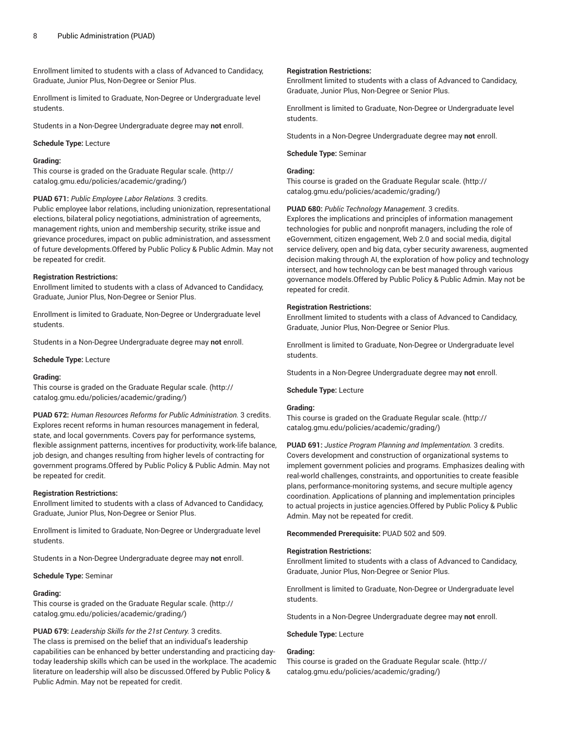Enrollment limited to students with a class of Advanced to Candidacy, Graduate, Junior Plus, Non-Degree or Senior Plus.

Enrollment is limited to Graduate, Non-Degree or Undergraduate level students.

Students in a Non-Degree Undergraduate degree may **not** enroll.

**Schedule Type:** Lecture

**Grading:**
This course is graded on the Graduate Regular scale. (http://catalog.gmu.edu/policies/academic/grading/)

**PUAD 671:** *Public Employee Labor Relations.* 3 credits.
Public employee labor relations, including unionization, representational elections, bilateral policy negotiations, administration of agreements, management rights, union and membership security, strike issue and grievance procedures, impact on public administration, and assessment of future developments.Offered by Public Policy & Public Admin. May not be repeated for credit.

**Registration Restrictions:**
Enrollment limited to students with a class of Advanced to Candidacy, Graduate, Junior Plus, Non-Degree or Senior Plus.

Enrollment is limited to Graduate, Non-Degree or Undergraduate level students.

Students in a Non-Degree Undergraduate degree may **not** enroll.

**Schedule Type:** Lecture

**Grading:**
This course is graded on the Graduate Regular scale. (http://catalog.gmu.edu/policies/academic/grading/)

**PUAD 672:** *Human Resources Reforms for Public Administration.* 3 credits.
Explores recent reforms in human resources management in federal, state, and local governments. Covers pay for performance systems, flexible assignment patterns, incentives for productivity, work-life balance, job design, and changes resulting from higher levels of contracting for government programs.Offered by Public Policy & Public Admin. May not be repeated for credit.

**Registration Restrictions:**
Enrollment limited to students with a class of Advanced to Candidacy, Graduate, Junior Plus, Non-Degree or Senior Plus.

Enrollment is limited to Graduate, Non-Degree or Undergraduate level students.

Students in a Non-Degree Undergraduate degree may **not** enroll.

**Schedule Type:** Seminar

**Grading:**
This course is graded on the Graduate Regular scale. (http://catalog.gmu.edu/policies/academic/grading/)

**PUAD 679:** *Leadership Skills for the 21st Century.* 3 credits.
The class is premised on the belief that an individual's leadership capabilities can be enhanced by better understanding and practicing day-today leadership skills which can be used in the workplace. The academic literature on leadership will also be discussed.Offered by Public Policy & Public Admin. May not be repeated for credit.

**Registration Restrictions:**
Enrollment limited to students with a class of Advanced to Candidacy, Graduate, Junior Plus, Non-Degree or Senior Plus.

Enrollment is limited to Graduate, Non-Degree or Undergraduate level students.

Students in a Non-Degree Undergraduate degree may **not** enroll.

**Schedule Type:** Seminar

**Grading:**
This course is graded on the Graduate Regular scale. (http://catalog.gmu.edu/policies/academic/grading/)

**PUAD 680:** *Public Technology Management.* 3 credits.
Explores the implications and principles of information management technologies for public and nonprofit managers, including the role of eGovernment, citizen engagement, Web 2.0 and social media, digital service delivery, open and big data, cyber security awareness, augmented decision making through AI, the exploration of how policy and technology intersect, and how technology can be best managed through various governance models.Offered by Public Policy & Public Admin. May not be repeated for credit.

**Registration Restrictions:**
Enrollment limited to students with a class of Advanced to Candidacy, Graduate, Junior Plus, Non-Degree or Senior Plus.

Enrollment is limited to Graduate, Non-Degree or Undergraduate level students.

Students in a Non-Degree Undergraduate degree may **not** enroll.

**Schedule Type:** Lecture

**Grading:**
This course is graded on the Graduate Regular scale. (http://catalog.gmu.edu/policies/academic/grading/)

**PUAD 691:** *Justice Program Planning and Implementation.* 3 credits.
Covers development and construction of organizational systems to implement government policies and programs. Emphasizes dealing with real-world challenges, constraints, and opportunities to create feasible plans, performance-monitoring systems, and secure multiple agency coordination. Applications of planning and implementation principles to actual projects in justice agencies.Offered by Public Policy & Public Admin. May not be repeated for credit.

**Recommended Prerequisite:** PUAD 502 and 509.

**Registration Restrictions:**
Enrollment limited to students with a class of Advanced to Candidacy, Graduate, Junior Plus, Non-Degree or Senior Plus.

Enrollment is limited to Graduate, Non-Degree or Undergraduate level students.

Students in a Non-Degree Undergraduate degree may **not** enroll.

**Schedule Type:** Lecture

**Grading:**
This course is graded on the Graduate Regular scale. (http://catalog.gmu.edu/policies/academic/grading/)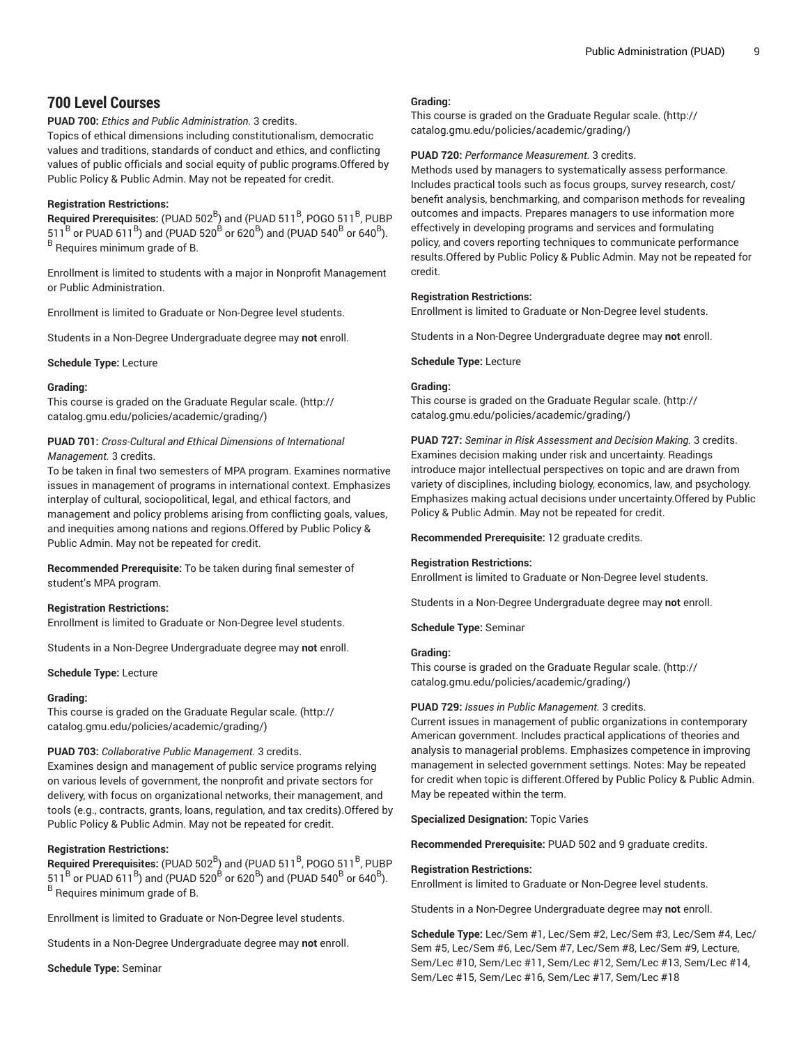## 700 Level Courses

**PUAD 700:** *Ethics and Public Administration.* 3 credits.
Topics of ethical dimensions including constitutionalism, democratic values and traditions, standards of conduct and ethics, and conflicting values of public officials and social equity of public programs.Offered by Public Policy & Public Admin. May not be repeated for credit.

**Registration Restrictions:**
**Required Prerequisites:** (PUAD 502[B]) and (PUAD 511[B], POGO 511[B], PUBP 511[B] or PUAD 611[B]) and (PUAD 520[B] or 620[B]) and (PUAD 540[B] or 640[B]).
[B] Requires minimum grade of B.

Enrollment is limited to students with a major in Nonprofit Management or Public Administration.

Enrollment is limited to Graduate or Non-Degree level students.

Students in a Non-Degree Undergraduate degree may **not** enroll.

**Schedule Type:** Lecture

**Grading:**
This course is graded on the Graduate Regular scale. (http://catalog.gmu.edu/policies/academic/grading/)

**PUAD 701:** *Cross-Cultural and Ethical Dimensions of International Management.* 3 credits.
To be taken in final two semesters of MPA program. Examines normative issues in management of programs in international context. Emphasizes interplay of cultural, sociopolitical, legal, and ethical factors, and management and policy problems arising from conflicting goals, values, and inequities among nations and regions.Offered by Public Policy & Public Admin. May not be repeated for credit.

**Recommended Prerequisite:** To be taken during final semester of student's MPA program.

**Registration Restrictions:**
Enrollment is limited to Graduate or Non-Degree level students.

Students in a Non-Degree Undergraduate degree may **not** enroll.

**Schedule Type:** Lecture

**Grading:**
This course is graded on the Graduate Regular scale. (http://catalog.gmu.edu/policies/academic/grading/)

**PUAD 703:** *Collaborative Public Management.* 3 credits.
Examines design and management of public service programs relying on various levels of government, the nonprofit and private sectors for delivery, with focus on organizational networks, their management, and tools (e.g., contracts, grants, loans, regulation, and tax credits).Offered by Public Policy & Public Admin. May not be repeated for credit.

**Registration Restrictions:**
**Required Prerequisites:** (PUAD 502[B]) and (PUAD 511[B], POGO 511[B], PUBP 511[B] or PUAD 611[B]) and (PUAD 520[B] or 620[B]) and (PUAD 540[B] or 640[B]).
[B] Requires minimum grade of B.

Enrollment is limited to Graduate or Non-Degree level students.

Students in a Non-Degree Undergraduate degree may **not** enroll.

**Schedule Type:** Seminar

**Grading:**
This course is graded on the Graduate Regular scale. (http://catalog.gmu.edu/policies/academic/grading/)

**PUAD 720:** *Performance Measurement.* 3 credits.
Methods used by managers to systematically assess performance. Includes practical tools such as focus groups, survey research, cost/benefit analysis, benchmarking, and comparison methods for revealing outcomes and impacts. Prepares managers to use information more effectively in developing programs and services and formulating policy, and covers reporting techniques to communicate performance results.Offered by Public Policy & Public Admin. May not be repeated for credit.

**Registration Restrictions:**
Enrollment is limited to Graduate or Non-Degree level students.

Students in a Non-Degree Undergraduate degree may **not** enroll.

**Schedule Type:** Lecture

**Grading:**
This course is graded on the Graduate Regular scale. (http://catalog.gmu.edu/policies/academic/grading/)

**PUAD 727:** *Seminar in Risk Assessment and Decision Making.* 3 credits.
Examines decision making under risk and uncertainty. Readings introduce major intellectual perspectives on topic and are drawn from variety of disciplines, including biology, economics, law, and psychology. Emphasizes making actual decisions under uncertainty.Offered by Public Policy & Public Admin. May not be repeated for credit.

**Recommended Prerequisite:** 12 graduate credits.

**Registration Restrictions:**
Enrollment is limited to Graduate or Non-Degree level students.

Students in a Non-Degree Undergraduate degree may **not** enroll.

**Schedule Type:** Seminar

**Grading:**
This course is graded on the Graduate Regular scale. (http://catalog.gmu.edu/policies/academic/grading/)

**PUAD 729:** *Issues in Public Management.* 3 credits.
Current issues in management of public organizations in contemporary American government. Includes practical applications of theories and analysis to managerial problems. Emphasizes competence in improving management in selected government settings. Notes: May be repeated for credit when topic is different.Offered by Public Policy & Public Admin. May be repeated within the term.

**Specialized Designation:** Topic Varies

**Recommended Prerequisite:** PUAD 502 and 9 graduate credits.

**Registration Restrictions:**
Enrollment is limited to Graduate or Non-Degree level students.

Students in a Non-Degree Undergraduate degree may **not** enroll.

**Schedule Type:** Lec/Sem #1, Lec/Sem #2, Lec/Sem #3, Lec/Sem #4, Lec/Sem #5, Lec/Sem #6, Lec/Sem #7, Lec/Sem #8, Lec/Sem #9, Lecture, Sem/Lec #10, Sem/Lec #11, Sem/Lec #12, Sem/Lec #13, Sem/Lec #14, Sem/Lec #15, Sem/Lec #16, Sem/Lec #17, Sem/Lec #18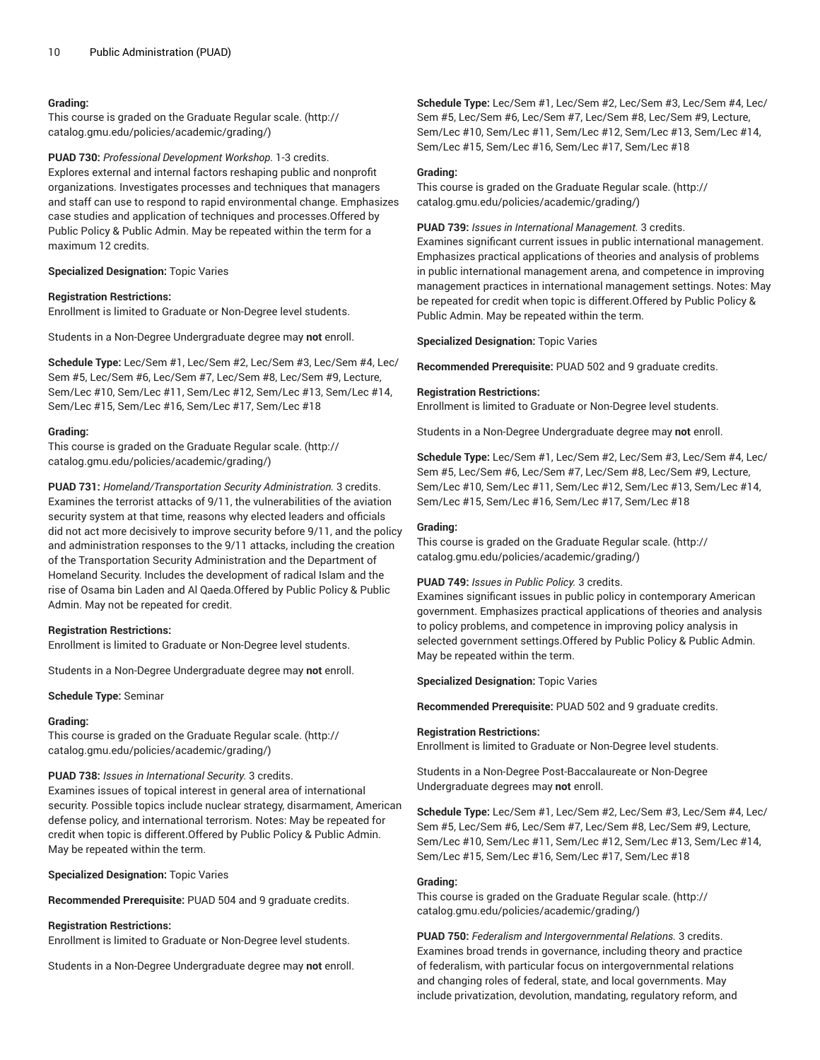**Grading:**
This course is graded on the Graduate Regular scale. (http://catalog.gmu.edu/policies/academic/grading/)

**PUAD 730:** *Professional Development Workshop.* 1-3 credits.
Explores external and internal factors reshaping public and nonprofit organizations. Investigates processes and techniques that managers and staff can use to respond to rapid environmental change. Emphasizes case studies and application of techniques and processes.Offered by Public Policy & Public Admin. May be repeated within the term for a maximum 12 credits.

**Specialized Designation:** Topic Varies

**Registration Restrictions:**
Enrollment is limited to Graduate or Non-Degree level students.

Students in a Non-Degree Undergraduate degree may **not** enroll.

**Schedule Type:** Lec/Sem #1, Lec/Sem #2, Lec/Sem #3, Lec/Sem #4, Lec/Sem #5, Lec/Sem #6, Lec/Sem #7, Lec/Sem #8, Lec/Sem #9, Lecture, Sem/Lec #10, Sem/Lec #11, Sem/Lec #12, Sem/Lec #13, Sem/Lec #14, Sem/Lec #15, Sem/Lec #16, Sem/Lec #17, Sem/Lec #18

**Grading:**
This course is graded on the Graduate Regular scale. (http://catalog.gmu.edu/policies/academic/grading/)

**PUAD 731:** *Homeland/Transportation Security Administration.* 3 credits.
Examines the terrorist attacks of 9/11, the vulnerabilities of the aviation security system at that time, reasons why elected leaders and officials did not act more decisively to improve security before 9/11, and the policy and administration responses to the 9/11 attacks, including the creation of the Transportation Security Administration and the Department of Homeland Security. Includes the development of radical Islam and the rise of Osama bin Laden and Al Qaeda.Offered by Public Policy & Public Admin. May not be repeated for credit.

**Registration Restrictions:**
Enrollment is limited to Graduate or Non-Degree level students.

Students in a Non-Degree Undergraduate degree may **not** enroll.

**Schedule Type:** Seminar

**Grading:**
This course is graded on the Graduate Regular scale. (http://catalog.gmu.edu/policies/academic/grading/)

**PUAD 738:** *Issues in International Security.* 3 credits.
Examines issues of topical interest in general area of international security. Possible topics include nuclear strategy, disarmament, American defense policy, and international terrorism. Notes: May be repeated for credit when topic is different.Offered by Public Policy & Public Admin. May be repeated within the term.

**Specialized Designation:** Topic Varies

**Recommended Prerequisite:** PUAD 504 and 9 graduate credits.

**Registration Restrictions:**
Enrollment is limited to Graduate or Non-Degree level students.

Students in a Non-Degree Undergraduate degree may **not** enroll.

**Schedule Type:** Lec/Sem #1, Lec/Sem #2, Lec/Sem #3, Lec/Sem #4, Lec/Sem #5, Lec/Sem #6, Lec/Sem #7, Lec/Sem #8, Lec/Sem #9, Lecture, Sem/Lec #10, Sem/Lec #11, Sem/Lec #12, Sem/Lec #13, Sem/Lec #14, Sem/Lec #15, Sem/Lec #16, Sem/Lec #17, Sem/Lec #18

**Grading:**
This course is graded on the Graduate Regular scale. (http://catalog.gmu.edu/policies/academic/grading/)

**PUAD 739:** *Issues in International Management.* 3 credits.
Examines significant current issues in public international management. Emphasizes practical applications of theories and analysis of problems in public international management arena, and competence in improving management practices in international management settings. Notes: May be repeated for credit when topic is different.Offered by Public Policy & Public Admin. May be repeated within the term.

**Specialized Designation:** Topic Varies

**Recommended Prerequisite:** PUAD 502 and 9 graduate credits.

**Registration Restrictions:**
Enrollment is limited to Graduate or Non-Degree level students.

Students in a Non-Degree Undergraduate degree may **not** enroll.

**Schedule Type:** Lec/Sem #1, Lec/Sem #2, Lec/Sem #3, Lec/Sem #4, Lec/Sem #5, Lec/Sem #6, Lec/Sem #7, Lec/Sem #8, Lec/Sem #9, Lecture, Sem/Lec #10, Sem/Lec #11, Sem/Lec #12, Sem/Lec #13, Sem/Lec #14, Sem/Lec #15, Sem/Lec #16, Sem/Lec #17, Sem/Lec #18

**Grading:**
This course is graded on the Graduate Regular scale. (http://catalog.gmu.edu/policies/academic/grading/)

**PUAD 749:** *Issues in Public Policy.* 3 credits.
Examines significant issues in public policy in contemporary American government. Emphasizes practical applications of theories and analysis to policy problems, and competence in improving policy analysis in selected government settings.Offered by Public Policy & Public Admin. May be repeated within the term.

**Specialized Designation:** Topic Varies

**Recommended Prerequisite:** PUAD 502 and 9 graduate credits.

**Registration Restrictions:**
Enrollment is limited to Graduate or Non-Degree level students.

Students in a Non-Degree Post-Baccalaureate or Non-Degree Undergraduate degrees may **not** enroll.

**Schedule Type:** Lec/Sem #1, Lec/Sem #2, Lec/Sem #3, Lec/Sem #4, Lec/Sem #5, Lec/Sem #6, Lec/Sem #7, Lec/Sem #8, Lec/Sem #9, Lecture, Sem/Lec #10, Sem/Lec #11, Sem/Lec #12, Sem/Lec #13, Sem/Lec #14, Sem/Lec #15, Sem/Lec #16, Sem/Lec #17, Sem/Lec #18

**Grading:**
This course is graded on the Graduate Regular scale. (http://catalog.gmu.edu/policies/academic/grading/)

**PUAD 750:** *Federalism and Intergovernmental Relations.* 3 credits.
Examines broad trends in governance, including theory and practice of federalism, with particular focus on intergovernmental relations and changing roles of federal, state, and local governments. May include privatization, devolution, mandating, regulatory reform, and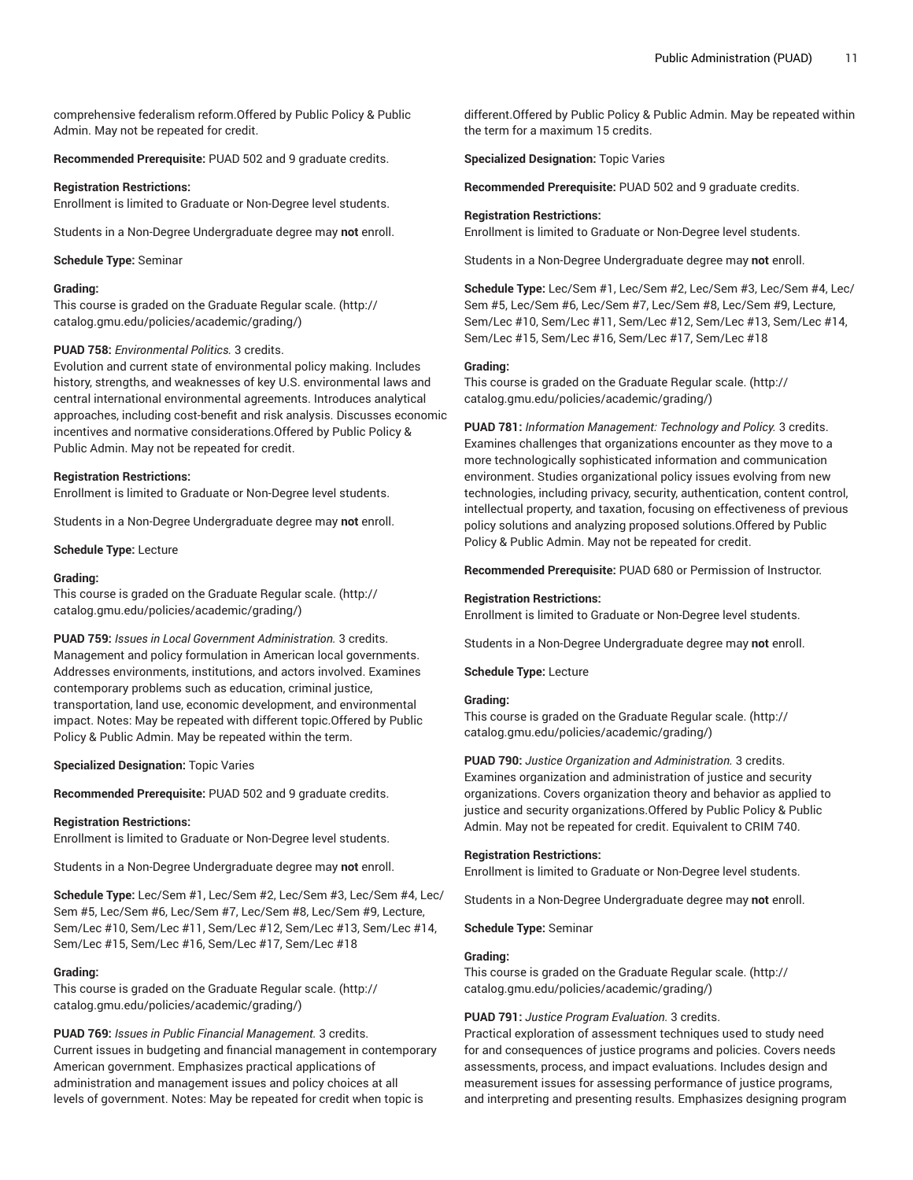comprehensive federalism reform.Offered by Public Policy & Public Admin. May not be repeated for credit.

**Recommended Prerequisite:** PUAD 502 and 9 graduate credits.

**Registration Restrictions:**
Enrollment is limited to Graduate or Non-Degree level students.

Students in a Non-Degree Undergraduate degree may **not** enroll.

**Schedule Type:** Seminar

**Grading:**
This course is graded on the Graduate Regular scale. (http://catalog.gmu.edu/policies/academic/grading/)

**PUAD 758:** *Environmental Politics.* 3 credits.
Evolution and current state of environmental policy making. Includes history, strengths, and weaknesses of key U.S. environmental laws and central international environmental agreements. Introduces analytical approaches, including cost-benefit and risk analysis. Discusses economic incentives and normative considerations.Offered by Public Policy & Public Admin. May not be repeated for credit.

**Registration Restrictions:**
Enrollment is limited to Graduate or Non-Degree level students.

Students in a Non-Degree Undergraduate degree may **not** enroll.

**Schedule Type:** Lecture

**Grading:**
This course is graded on the Graduate Regular scale. (http://catalog.gmu.edu/policies/academic/grading/)

**PUAD 759:** *Issues in Local Government Administration.* 3 credits.
Management and policy formulation in American local governments. Addresses environments, institutions, and actors involved. Examines contemporary problems such as education, criminal justice, transportation, land use, economic development, and environmental impact. Notes: May be repeated with different topic.Offered by Public Policy & Public Admin. May be repeated within the term.

**Specialized Designation:** Topic Varies

**Recommended Prerequisite:** PUAD 502 and 9 graduate credits.

**Registration Restrictions:**
Enrollment is limited to Graduate or Non-Degree level students.

Students in a Non-Degree Undergraduate degree may **not** enroll.

**Schedule Type:** Lec/Sem #1, Lec/Sem #2, Lec/Sem #3, Lec/Sem #4, Lec/Sem #5, Lec/Sem #6, Lec/Sem #7, Lec/Sem #8, Lec/Sem #9, Lecture, Sem/Lec #10, Sem/Lec #11, Sem/Lec #12, Sem/Lec #13, Sem/Lec #14, Sem/Lec #15, Sem/Lec #16, Sem/Lec #17, Sem/Lec #18

**Grading:**
This course is graded on the Graduate Regular scale. (http://catalog.gmu.edu/policies/academic/grading/)

**PUAD 769:** *Issues in Public Financial Management.* 3 credits.
Current issues in budgeting and financial management in contemporary American government. Emphasizes practical applications of administration and management issues and policy choices at all levels of government. Notes: May be repeated for credit when topic is different.Offered by Public Policy & Public Admin. May be repeated within the term for a maximum 15 credits.

**Specialized Designation:** Topic Varies

**Recommended Prerequisite:** PUAD 502 and 9 graduate credits.

**Registration Restrictions:**
Enrollment is limited to Graduate or Non-Degree level students.

Students in a Non-Degree Undergraduate degree may **not** enroll.

**Schedule Type:** Lec/Sem #1, Lec/Sem #2, Lec/Sem #3, Lec/Sem #4, Lec/Sem #5, Lec/Sem #6, Lec/Sem #7, Lec/Sem #8, Lec/Sem #9, Lecture, Sem/Lec #10, Sem/Lec #11, Sem/Lec #12, Sem/Lec #13, Sem/Lec #14, Sem/Lec #15, Sem/Lec #16, Sem/Lec #17, Sem/Lec #18

**Grading:**
This course is graded on the Graduate Regular scale. (http://catalog.gmu.edu/policies/academic/grading/)

**PUAD 781:** *Information Management: Technology and Policy.* 3 credits.
Examines challenges that organizations encounter as they move to a more technologically sophisticated information and communication environment. Studies organizational policy issues evolving from new technologies, including privacy, security, authentication, content control, intellectual property, and taxation, focusing on effectiveness of previous policy solutions and analyzing proposed solutions.Offered by Public Policy & Public Admin. May not be repeated for credit.

**Recommended Prerequisite:** PUAD 680 or Permission of Instructor.

**Registration Restrictions:**
Enrollment is limited to Graduate or Non-Degree level students.

Students in a Non-Degree Undergraduate degree may **not** enroll.

**Schedule Type:** Lecture

**Grading:**
This course is graded on the Graduate Regular scale. (http://catalog.gmu.edu/policies/academic/grading/)

**PUAD 790:** *Justice Organization and Administration.* 3 credits.
Examines organization and administration of justice and security organizations. Covers organization theory and behavior as applied to justice and security organizations.Offered by Public Policy & Public Admin. May not be repeated for credit. Equivalent to CRIM 740.

**Registration Restrictions:**
Enrollment is limited to Graduate or Non-Degree level students.

Students in a Non-Degree Undergraduate degree may **not** enroll.

**Schedule Type:** Seminar

**Grading:**
This course is graded on the Graduate Regular scale. (http://catalog.gmu.edu/policies/academic/grading/)

**PUAD 791:** *Justice Program Evaluation.* 3 credits.
Practical exploration of assessment techniques used to study need for and consequences of justice programs and policies. Covers needs assessments, process, and impact evaluations. Includes design and measurement issues for assessing performance of justice programs, and interpreting and presenting results. Emphasizes designing program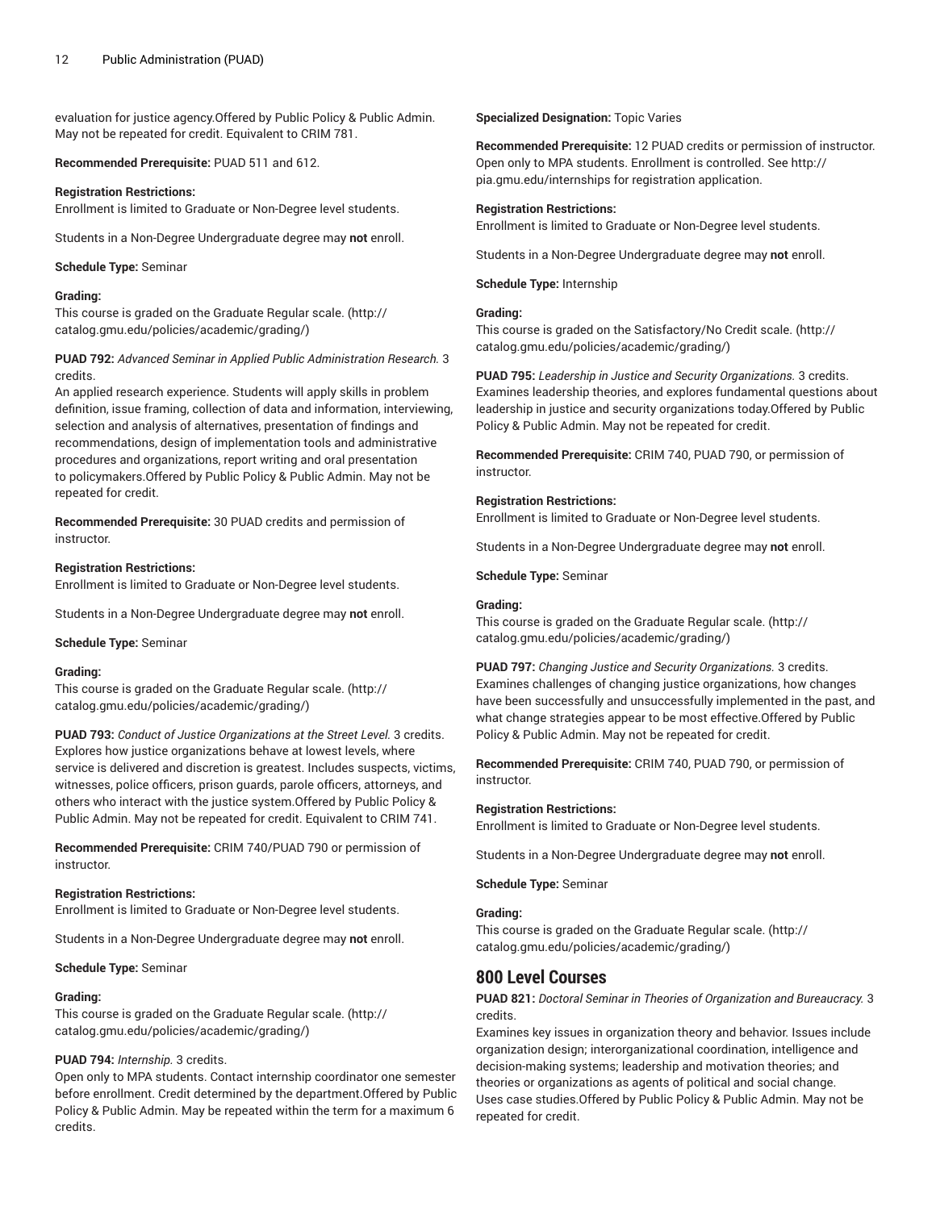evaluation for justice agency.Offered by Public Policy & Public Admin. May not be repeated for credit. Equivalent to CRIM 781.

**Recommended Prerequisite:** PUAD 511 and 612.

**Registration Restrictions:**
Enrollment is limited to Graduate or Non-Degree level students.

Students in a Non-Degree Undergraduate degree may **not** enroll.

**Schedule Type:** Seminar

**Grading:**
This course is graded on the Graduate Regular scale. (http://catalog.gmu.edu/policies/academic/grading/)

**PUAD 792:** *Advanced Seminar in Applied Public Administration Research.* 3 credits.
An applied research experience. Students will apply skills in problem definition, issue framing, collection of data and information, interviewing, selection and analysis of alternatives, presentation of findings and recommendations, design of implementation tools and administrative procedures and organizations, report writing and oral presentation to policymakers.Offered by Public Policy & Public Admin. May not be repeated for credit.

**Recommended Prerequisite:** 30 PUAD credits and permission of instructor.

**Registration Restrictions:**
Enrollment is limited to Graduate or Non-Degree level students.

Students in a Non-Degree Undergraduate degree may **not** enroll.

**Schedule Type:** Seminar

**Grading:**
This course is graded on the Graduate Regular scale. (http://catalog.gmu.edu/policies/academic/grading/)

**PUAD 793:** *Conduct of Justice Organizations at the Street Level.* 3 credits.
Explores how justice organizations behave at lowest levels, where service is delivered and discretion is greatest. Includes suspects, victims, witnesses, police officers, prison guards, parole officers, attorneys, and others who interact with the justice system.Offered by Public Policy & Public Admin. May not be repeated for credit. Equivalent to CRIM 741.

**Recommended Prerequisite:** CRIM 740/PUAD 790 or permission of instructor.

**Registration Restrictions:**
Enrollment is limited to Graduate or Non-Degree level students.

Students in a Non-Degree Undergraduate degree may **not** enroll.

**Schedule Type:** Seminar

**Grading:**
This course is graded on the Graduate Regular scale. (http://catalog.gmu.edu/policies/academic/grading/)

**PUAD 794:** *Internship.* 3 credits.
Open only to MPA students. Contact internship coordinator one semester before enrollment. Credit determined by the department.Offered by Public Policy & Public Admin. May be repeated within the term for a maximum 6 credits.

**Specialized Designation:** Topic Varies

**Recommended Prerequisite:** 12 PUAD credits or permission of instructor. Open only to MPA students. Enrollment is controlled. See http://pia.gmu.edu/internships for registration application.

**Registration Restrictions:**
Enrollment is limited to Graduate or Non-Degree level students.

Students in a Non-Degree Undergraduate degree may **not** enroll.

**Schedule Type:** Internship

**Grading:**
This course is graded on the Satisfactory/No Credit scale. (http://catalog.gmu.edu/policies/academic/grading/)

**PUAD 795:** *Leadership in Justice and Security Organizations.* 3 credits.
Examines leadership theories, and explores fundamental questions about leadership in justice and security organizations today.Offered by Public Policy & Public Admin. May not be repeated for credit.

**Recommended Prerequisite:** CRIM 740, PUAD 790, or permission of instructor.

**Registration Restrictions:**
Enrollment is limited to Graduate or Non-Degree level students.

Students in a Non-Degree Undergraduate degree may **not** enroll.

**Schedule Type:** Seminar

**Grading:**
This course is graded on the Graduate Regular scale. (http://catalog.gmu.edu/policies/academic/grading/)

**PUAD 797:** *Changing Justice and Security Organizations.* 3 credits.
Examines challenges of changing justice organizations, how changes have been successfully and unsuccessfully implemented in the past, and what change strategies appear to be most effective.Offered by Public Policy & Public Admin. May not be repeated for credit.

**Recommended Prerequisite:** CRIM 740, PUAD 790, or permission of instructor.

**Registration Restrictions:**
Enrollment is limited to Graduate or Non-Degree level students.

Students in a Non-Degree Undergraduate degree may **not** enroll.

**Schedule Type:** Seminar

**Grading:**
This course is graded on the Graduate Regular scale. (http://catalog.gmu.edu/policies/academic/grading/)

## 800 Level Courses

**PUAD 821:** *Doctoral Seminar in Theories of Organization and Bureaucracy.* 3 credits.
Examines key issues in organization theory and behavior. Issues include organization design; interorganizational coordination, intelligence and decision-making systems; leadership and motivation theories; and theories or organizations as agents of political and social change. Uses case studies.Offered by Public Policy & Public Admin. May not be repeated for credit.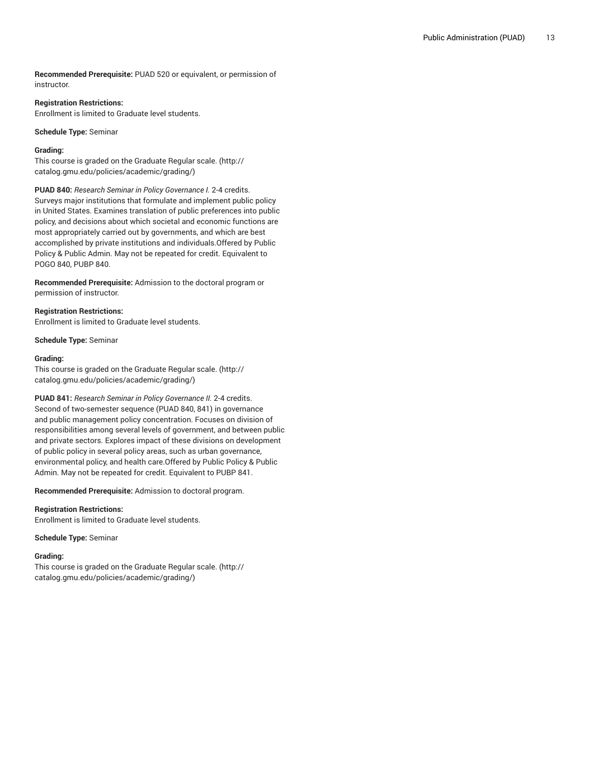**Recommended Prerequisite:** PUAD 520 or equivalent, or permission of instructor.

**Registration Restrictions:**
Enrollment is limited to Graduate level students.

**Schedule Type:** Seminar

**Grading:**
This course is graded on the Graduate Regular scale. (http://catalog.gmu.edu/policies/academic/grading/)

**PUAD 840:** *Research Seminar in Policy Governance I.* 2-4 credits.
Surveys major institutions that formulate and implement public policy in United States. Examines translation of public preferences into public policy, and decisions about which societal and economic functions are most appropriately carried out by governments, and which are best accomplished by private institutions and individuals.Offered by Public Policy & Public Admin. May not be repeated for credit. Equivalent to POGO 840, PUBP 840.

**Recommended Prerequisite:** Admission to the doctoral program or permission of instructor.

**Registration Restrictions:**
Enrollment is limited to Graduate level students.

**Schedule Type:** Seminar

**Grading:**
This course is graded on the Graduate Regular scale. (http://catalog.gmu.edu/policies/academic/grading/)

**PUAD 841:** *Research Seminar in Policy Governance II.* 2-4 credits.
Second of two-semester sequence (PUAD 840, 841) in governance and public management policy concentration. Focuses on division of responsibilities among several levels of government, and between public and private sectors. Explores impact of these divisions on development of public policy in several policy areas, such as urban governance, environmental policy, and health care.Offered by Public Policy & Public Admin. May not be repeated for credit. Equivalent to PUBP 841.

**Recommended Prerequisite:** Admission to doctoral program.

**Registration Restrictions:**
Enrollment is limited to Graduate level students.

**Schedule Type:** Seminar

**Grading:**
This course is graded on the Graduate Regular scale. (http://catalog.gmu.edu/policies/academic/grading/)